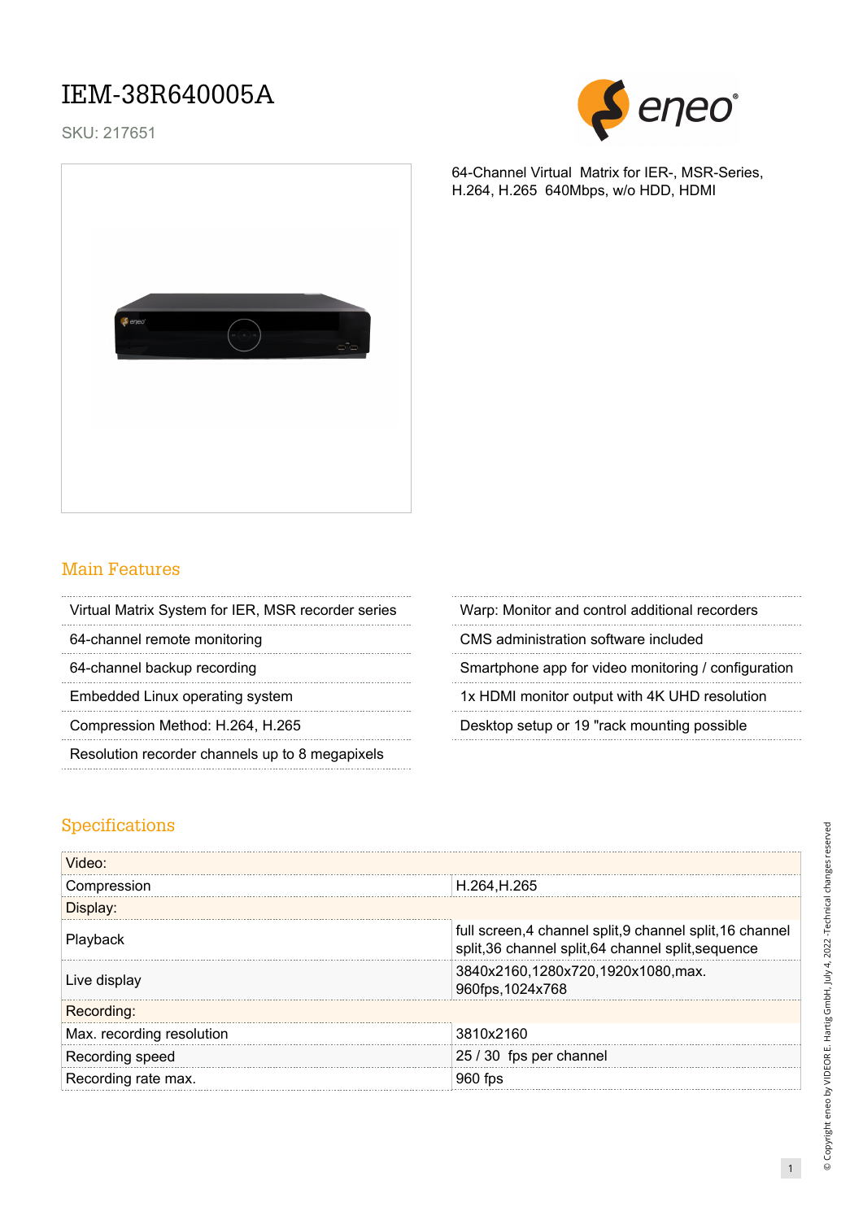# IEM-38R640005A

SKU: 217651

64-Channel Virtual Matrix for IER-, MSR-Series, H.264, H.265 640Mbps, w/o HDD, HDMI

## Main Features

- Virtual Matrix System for IER, MSR recorder series
- 64-channel remote monitoring
- 64-channel backup recording
- Embedded Linux operating system
- Compression Method: H.264, H.265
- Resolution recorder channels up to 8 megapixels
- Warp: Monitor and control additional recorders
- CMS administration software included
- Smartphone app for video monitoring / configuration
- 1x HDMI monitor output with 4K UHD resolution
- Desktop setup or 19 "rack mounting possible

## Specifications

| Video: | |
|---|---|
| Compression | H.264,H.265 |
| **Display:** | |
| Playback | full screen,4 channel split,9 channel split,16 channel split,36 channel split,64 channel split,sequence |
| Live display | 3840x2160,1280x720,1920x1080,max. 960fps,1024x768 |
| **Recording:** | |
| Max. recording resolution | 3810x2160 |
| Recording speed | 25 / 30 fps per channel |
| Recording rate max. | 960 fps |

© Copyright eneo by VIDEOR E. Hartig GmbH, July 4, 2022 -Technical changes reserved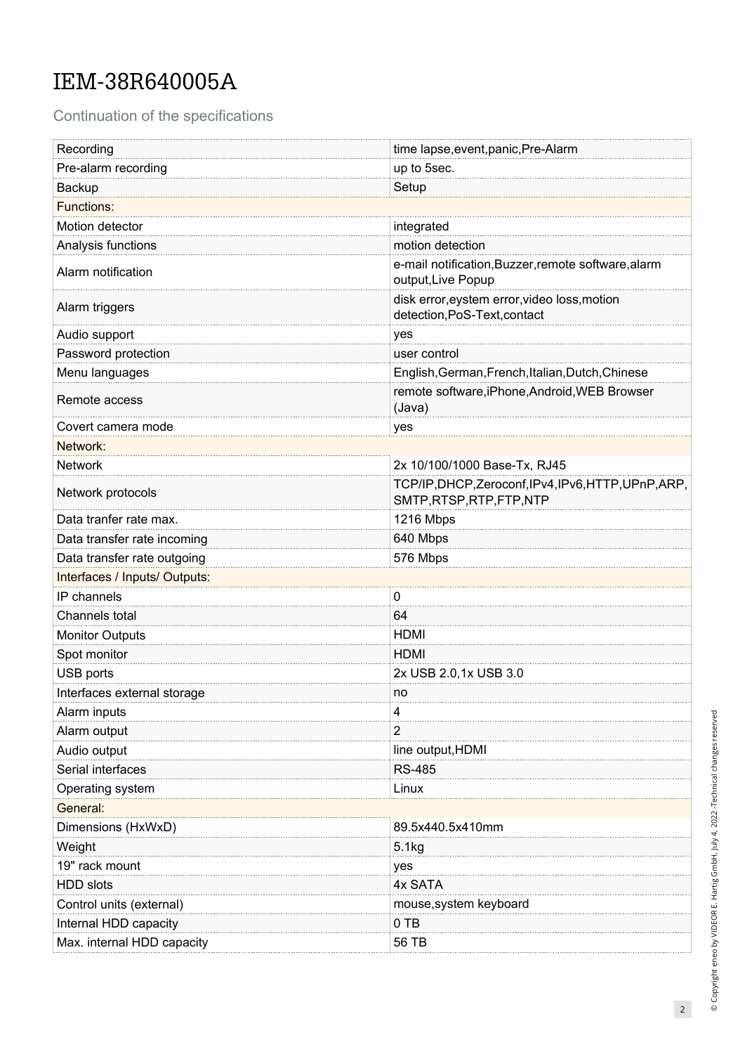# IEM-38R640005A

Continuation of the specifications

| | |
|---|---|
| Recording | time lapse,event,panic,Pre-Alarm |
| Pre-alarm recording | up to 5sec. |
| Backup | Setup |
| Functions: | |
| Motion detector | integrated |
| Analysis functions | motion detection |
| Alarm notification | e-mail notification,Buzzer,remote software,alarm output,Live Popup |
| Alarm triggers | disk error,eystem error,video loss,motion detection,PoS-Text,contact |
| Audio support | yes |
| Password protection | user control |
| Menu languages | English,German,French,Italian,Dutch,Chinese |
| Remote access | remote software,iPhone,Android,WEB Browser (Java) |
| Covert camera mode | yes |
| Network: | |
| Network | 2x 10/100/1000 Base-Tx, RJ45 |
| Network protocols | TCP/IP,DHCP,Zeroconf,IPv4,IPv6,HTTP,UPnP,ARP, SMTP,RTSP,RTP,FTP,NTP |
| Data tranfer rate max. | 1216 Mbps |
| Data transfer rate incoming | 640 Mbps |
| Data transfer rate outgoing | 576 Mbps |
| Interfaces / Inputs/ Outputs: | |
| IP channels | 0 |
| Channels total | 64 |
| Monitor Outputs | HDMI |
| Spot monitor | HDMI |
| USB ports | 2x USB 2.0,1x USB 3.0 |
| Interfaces external storage | no |
| Alarm inputs | 4 |
| Alarm output | 2 |
| Audio output | line output,HDMI |
| Serial interfaces | RS-485 |
| Operating system | Linux |
| General: | |
| Dimensions (HxWxD) | 89.5x440.5x410mm |
| Weight | 5.1kg |
| 19" rack mount | yes |
| HDD slots | 4x SATA |
| Control units (external) | mouse,system keyboard |
| Internal HDD capacity | 0 TB |
| Max. internal HDD capacity | 56 TB |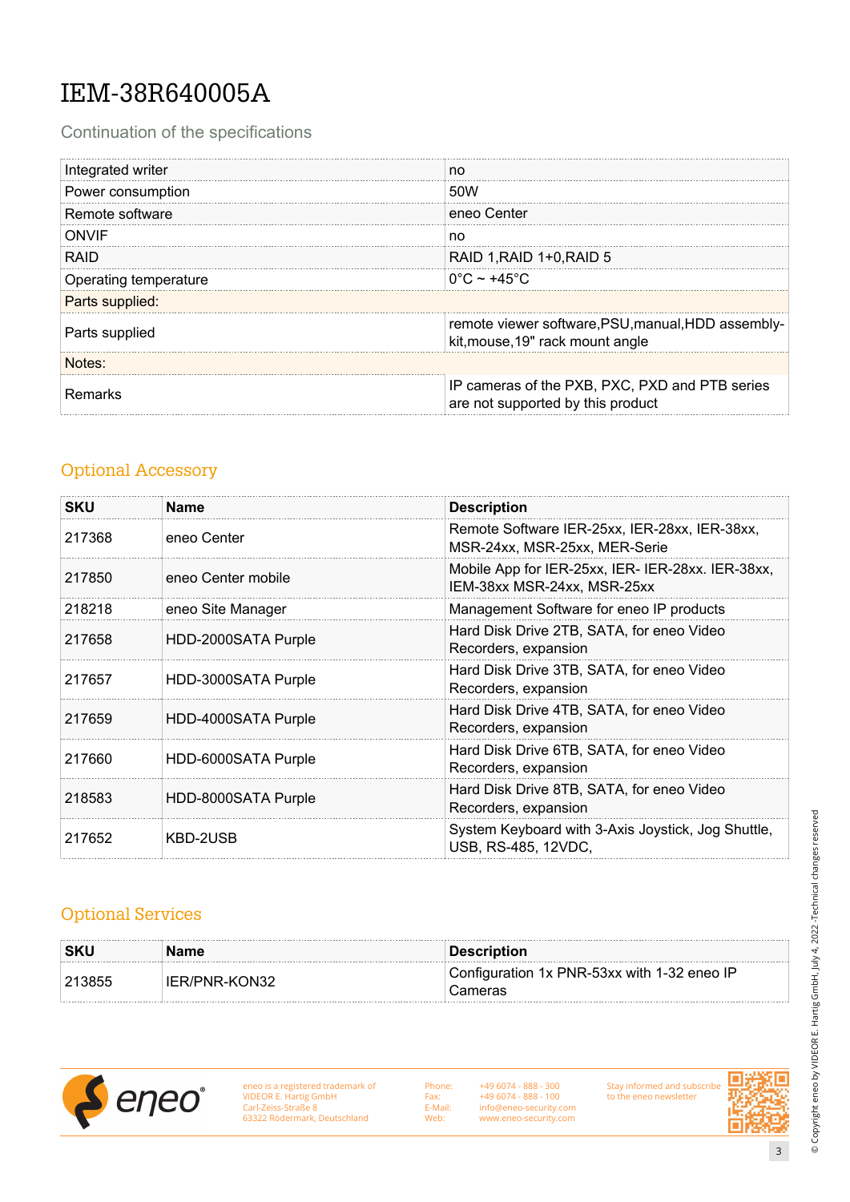# IEM-38R640005A

Continuation of the specifications

| | |
|---|---|
| Integrated writer | no |
| Power consumption | 50W |
| Remote software | eneo Center |
| ONVIF | no |
| RAID | RAID 1,RAID 1+0,RAID 5 |
| Operating temperature | 0°C ~ +45°C |
| **Parts supplied:** | |
| Parts supplied | remote viewer software,PSU,manual,HDD assembly-kit,mouse,19" rack mount angle |
| **Notes:** | |
| Remarks | IP cameras of the PXB, PXC, PXD and PTB series are not supported by this product |

## Optional Accessory

| SKU | Name | Description |
|---|---|---|
| 217368 | eneo Center | Remote Software IER-25xx, IER-28xx, IER-38xx, MSR-24xx, MSR-25xx, MER-Serie |
| 217850 | eneo Center mobile | Mobile App for IER-25xx, IER- IER-28xx. IER-38xx, IEM-38xx MSR-24xx, MSR-25xx |
| 218218 | eneo Site Manager | Management Software for eneo IP products |
| 217658 | HDD-2000SATA Purple | Hard Disk Drive 2TB, SATA, for eneo Video Recorders, expansion |
| 217657 | HDD-3000SATA Purple | Hard Disk Drive 3TB, SATA, for eneo Video Recorders, expansion |
| 217659 | HDD-4000SATA Purple | Hard Disk Drive 4TB, SATA, for eneo Video Recorders, expansion |
| 217660 | HDD-6000SATA Purple | Hard Disk Drive 6TB, SATA, for eneo Video Recorders, expansion |
| 218583 | HDD-8000SATA Purple | Hard Disk Drive 8TB, SATA, for eneo Video Recorders, expansion |
| 217652 | KBD-2USB | System Keyboard with 3-Axis Joystick, Jog Shuttle, USB, RS-485, 12VDC, |

## Optional Services

| SKU | Name | Description |
|---|---|---|
| 213855 | IER/PNR-KON32 | Configuration 1x PNR-53xx with 1-32 eneo IP Cameras |

eneo is a registered trademark of VIDEOR E. Hartig GmbH
Carl-Zeiss-Straße 8
63322 Rödermark, Deutschland

Phone: +49 6074 - 888 - 300
Fax: +49 6074 - 888 - 100
E-Mail: info@eneo-security.com
Web: www.eneo-security.com

Stay informed and subscribe to the eneo newsletter

© Copyright eneo by VIDEOR E. Hartig GmbH, July 4, 2022 -Technical changes reserved